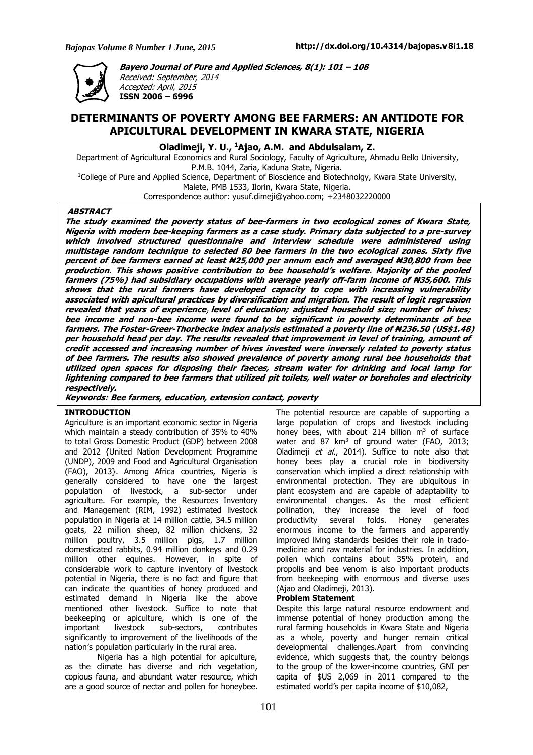**Bayero Journal of Pure and Applied Sciences, 8(1): 101 – 108**
*Received: September, 2014*
*Accepted: April, 2015*
**ISSN 2006 – 6996**

# DETERMINANTS OF POVERTY AMONG BEE FARMERS: AN ANTIDOTE FOR APICULTURAL DEVELOPMENT IN KWARA STATE, NIGERIA

**Oladimeji, Y. U., [1]Ajao, A.M. and Abdulsalam, Z.**

Department of Agricultural Economics and Rural Sociology, Faculty of Agriculture, Ahmadu Bello University, P.M.B. 1044, Zaria, Kaduna State, Nigeria.

[1]College of Pure and Applied Science, Department of Bioscience and Biotechnolgy, Kwara State University, Malete, PMB 1533, Ilorin, Kwara State, Nigeria.

Correspondence author: yusuf.dimeji@yahoo.com; +2348032220000

## ABSTRACT

***The study examined the poverty status of bee-farmers in two ecological zones of Kwara State, Nigeria with modern bee-keeping farmers as a case study. Primary data subjected to a pre-survey which involved structured questionnaire and interview schedule were administered using multistage random technique to selected 80 bee farmers in the two ecological zones. Sixty five percent of bee farmers earned at least ₦25,000 per annum each and averaged ₦30,800 from bee production. This shows positive contribution to bee household's welfare. Majority of the pooled farmers (75%) had subsidiary occupations with average yearly off-farm income of ₦35,600. This shows that the rural farmers have developed capacity to cope with increasing vulnerability associated with apicultural practices by diversification and migration. The result of logit regression revealed that years of experience; level of education; adjusted household size; number of hives; bee income and non-bee income were found to be significant in poverty determinants of bee farmers. The Foster-Greer-Thorbecke index analysis estimated a poverty line of ₦236.50 (US$1.48) per household head per day. The results revealed that improvement in level of training, amount of credit accessed and increasing number of hives invested were inversely related to poverty status of bee farmers. The results also showed prevalence of poverty among rural bee households that utilized open spaces for disposing their faeces, stream water for drinking and local lamp for lightening compared to bee farmers that utilized pit toilets, well water or boreholes and electricity respectively.***

***Keywords: Bee farmers, education, extension contact, poverty***

## INTRODUCTION

Agriculture is an important economic sector in Nigeria which maintain a steady contribution of 35% to 40% to total Gross Domestic Product (GDP) between 2008 and 2012 {United Nation Development Programme (UNDP), 2009 and Food and Agricultural Organisation (FAO), 2013}. Among Africa countries, Nigeria is generally considered to have one the largest population of livestock, a sub-sector under agriculture. For example, the Resources Inventory and Management (RIM, 1992) estimated livestock population in Nigeria at 14 million cattle, 34.5 million goats, 22 million sheep, 82 million chickens, 32 million poultry, 3.5 million pigs, 1.7 million domesticated rabbits, 0.94 million donkeys and 0.29 million other equines. However, in spite of considerable work to capture inventory of livestock potential in Nigeria, there is no fact and figure that can indicate the quantities of honey produced and estimated demand in Nigeria like the above mentioned other livestock. Suffice to note that beekeeping or apiculture, which is one of the important livestock sub-sectors, contributes significantly to improvement of the livelihoods of the nation's population particularly in the rural area.

Nigeria has a high potential for apiculture, as the climate has diverse and rich vegetation, copious fauna, and abundant water resource, which are a good source of nectar and pollen for honeybee. The potential resource are capable of supporting a large population of crops and livestock including honey bees, with about 214 billion $m^3$ of surface water and 87 $km^3$ of ground water (FAO, 2013; Oladimeji *et al*., 2014). Suffice to note also that honey bees play a crucial role in biodiversity conservation which implied a direct relationship with environmental protection. They are ubiquitous in plant ecosystem and are capable of adaptability to environmental changes. As the most efficient pollination, they increase the level of food productivity several folds. Honey generates enormous income to the farmers and apparently improved living standards besides their role in trado-medicine and raw material for industries. In addition, pollen which contains about 35% protein, and propolis and bee venom is also important products from beekeeping with enormous and diverse uses (Ajao and Oladimeji, 2013).

### Problem Statement

Despite this large natural resource endowment and immense potential of honey production among the rural farming households in Kwara State and Nigeria as a whole, poverty and hunger remain critical developmental challenges.Apart from convincing evidence, which suggests that, the country belongs to the group of the lower-income countries, GNI per capita of $US 2,069 in 2011 compared to the estimated world's per capita income of $10,082,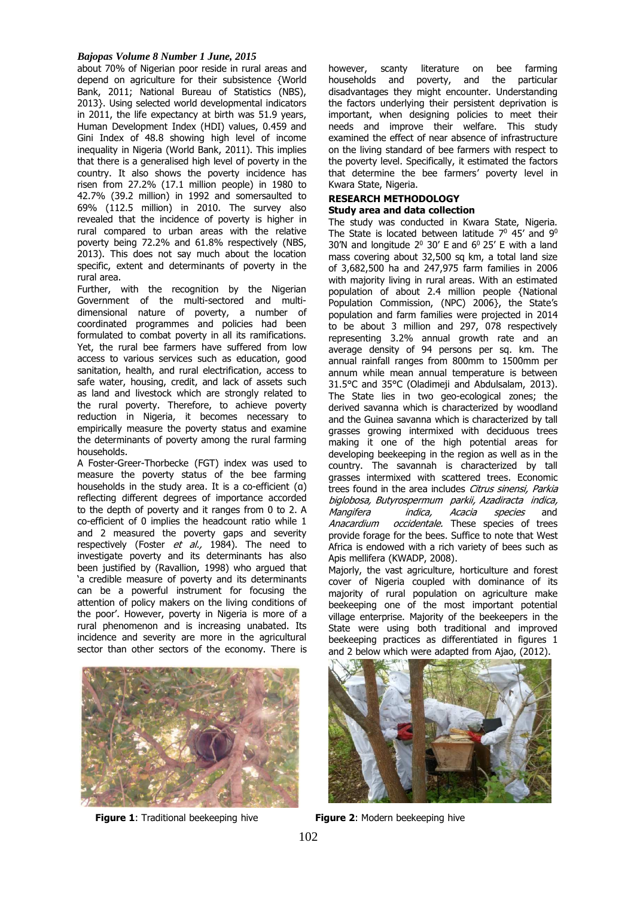about 70% of Nigerian poor reside in rural areas and depend on agriculture for their subsistence {World Bank, 2011; National Bureau of Statistics (NBS), 2013}. Using selected world developmental indicators in 2011, the life expectancy at birth was 51.9 years, Human Development Index (HDI) values, 0.459 and Gini Index of 48.8 showing high level of income inequality in Nigeria (World Bank, 2011). This implies that there is a generalised high level of poverty in the country. It also shows the poverty incidence has risen from 27.2% (17.1 million people) in 1980 to 42.7% (39.2 million) in 1992 and somersaulted to 69% (112.5 million) in 2010. The survey also revealed that the incidence of poverty is higher in rural compared to urban areas with the relative poverty being 72.2% and 61.8% respectively (NBS, 2013). This does not say much about the location specific, extent and determinants of poverty in the rural area.

Further, with the recognition by the Nigerian Government of the multi-sectored and multi-dimensional nature of poverty, a number of coordinated programmes and policies had been formulated to combat poverty in all its ramifications. Yet, the rural bee farmers have suffered from low access to various services such as education, good sanitation, health, and rural electrification, access to safe water, housing, credit, and lack of assets such as land and livestock which are strongly related to the rural poverty. Therefore, to achieve poverty reduction in Nigeria, it becomes necessary to empirically measure the poverty status and examine the determinants of poverty among the rural farming households.

A Foster-Greer-Thorbecke (FGT) index was used to measure the poverty status of the bee farming households in the study area. It is a co-efficient (α) reflecting different degrees of importance accorded to the depth of poverty and it ranges from 0 to 2. A co-efficient of 0 implies the headcount ratio while 1 and 2 measured the poverty gaps and severity respectively (Foster *et al.,* 1984). The need to investigate poverty and its determinants has also been justified by (Ravallion, 1998) who argued that 'a credible measure of poverty and its determinants can be a powerful instrument for focusing the attention of policy makers on the living conditions of the poor'. However, poverty in Nigeria is more of a rural phenomenon and is increasing unabated. Its incidence and severity are more in the agricultural sector than other sectors of the economy. There is however, scanty literature on bee farming households and poverty, and the particular disadvantages they might encounter. Understanding the factors underlying their persistent deprivation is important, when designing policies to meet their needs and improve their welfare. This study examined the effect of near absence of infrastructure on the living standard of bee farmers with respect to the poverty level. Specifically, it estimated the factors that determine the bee farmers' poverty level in Kwara State, Nigeria.

## RESEARCH METHODOLOGY

### Study area and data collection

The study was conducted in Kwara State, Nigeria. The State is located between latitude $7^0$ 45' and $9^0$ 30'N and longitude $2^0$ 30' E and $6^0$ 25' E with a land mass covering about 32,500 sq km, a total land size of 3,682,500 ha and 247,975 farm families in 2006 with majority living in rural areas. With an estimated population of about 2.4 million people {National Population Commission, (NPC) 2006}, the State's population and farm families were projected in 2014 to be about 3 million and 297, 078 respectively representing 3.2% annual growth rate and an average density of 94 persons per sq. km. The annual rainfall ranges from 800mm to 1500mm per annum while mean annual temperature is between 31.5°C and 35°C (Oladimeji and Abdulsalam, 2013). The State lies in two geo-ecological zones; the derived savanna which is characterized by woodland and the Guinea savanna which is characterized by tall grasses growing intermixed with deciduous trees making it one of the high potential areas for developing beekeeping in the region as well as in the country. The savannah is characterized by tall grasses intermixed with scattered trees. Economic trees found in the area includes *Citrus sinensi, Parkia biglobosa, Butyrospermum parkii, Azadiracta indica, Mangifera indica, Acacia species* and *Anacardium occidentale.* These species of trees provide forage for the bees. Suffice to note that West Africa is endowed with a rich variety of bees such as Apis mellifera (KWADP, 2008).

Majorly, the vast agriculture, horticulture and forest cover of Nigeria coupled with dominance of its majority of rural population on agriculture make beekeeping one of the most important potential village enterprise. Majority of the beekeepers in the State were using both traditional and improved beekeeping practices as differentiated in figures 1 and 2 below which were adapted from Ajao, (2012).

**Figure 1**: Traditional beekeeping hive

**Figure 2**: Modern beekeeping hive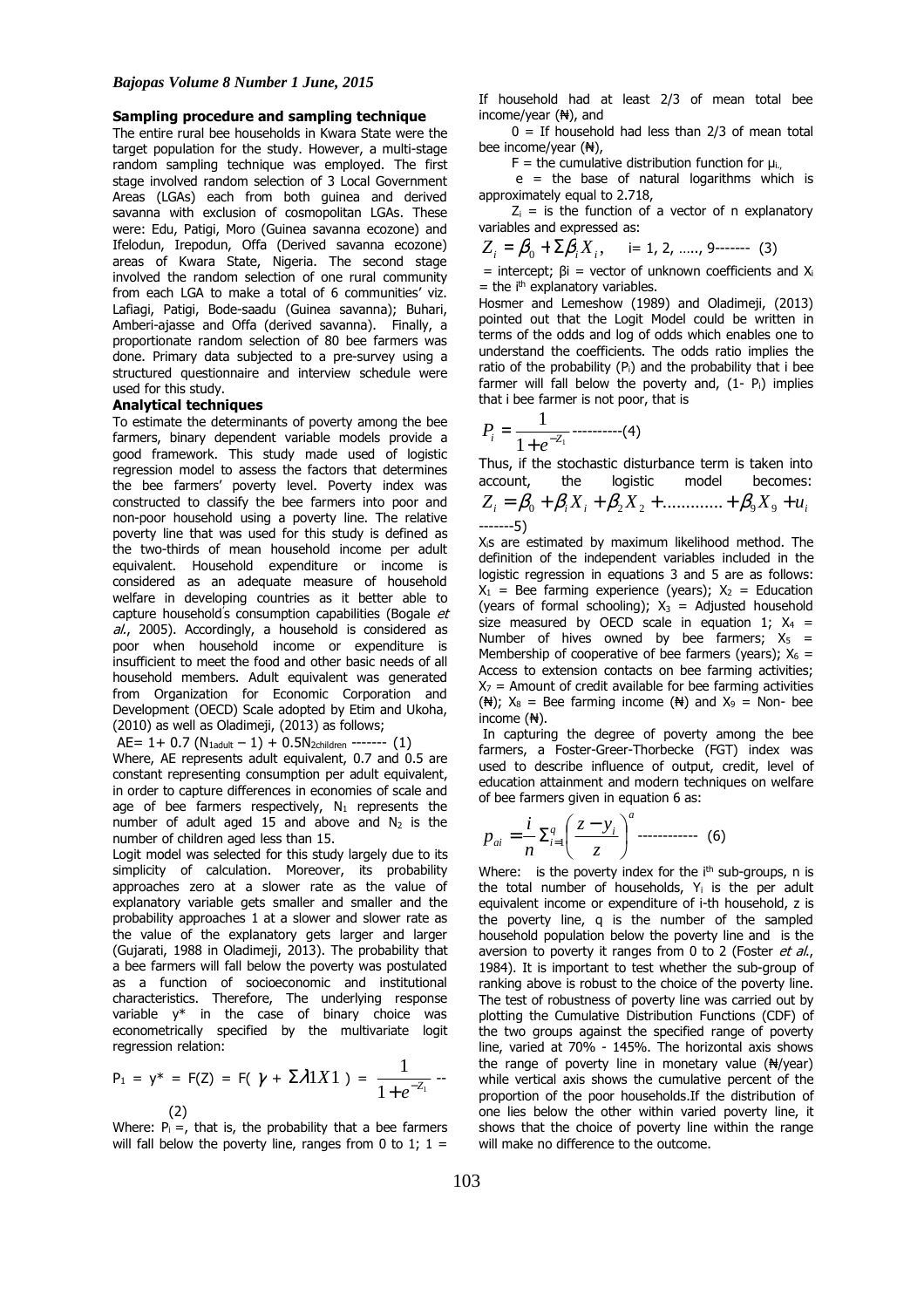### Sampling procedure and sampling technique

The entire rural bee households in Kwara State were the target population for the study. However, a multi-stage random sampling technique was employed. The first stage involved random selection of 3 Local Government Areas (LGAs) each from both guinea and derived savanna with exclusion of cosmopolitan LGAs. These were: Edu, Patigi, Moro (Guinea savanna ecozone) and Ifelodun, Irepodun, Offa (Derived savanna ecozone) areas of Kwara State, Nigeria. The second stage involved the random selection of one rural community from each LGA to make a total of 6 communities' viz. Lafiagi, Patigi, Bode-saadu (Guinea savanna); Buhari, Amberi-ajasse and Offa (derived savanna). Finally, a proportionate random selection of 80 bee farmers was done. Primary data subjected to a pre-survey using a structured questionnaire and interview schedule were used for this study.

### Analytical techniques

To estimate the determinants of poverty among the bee farmers, binary dependent variable models provide a good framework. This study made use of logistic regression model to assess the factors that determines the bee farmers' poverty level. Poverty index was constructed to classify the bee farmers into poor and non-poor household using a poverty line. The relative poverty line that was used for this study is defined as the two-thirds of mean household income per adult equivalent. Household expenditure or income is considered as an adequate measure of household welfare in developing countries as it better able to capture households consumption capabilities (Bogale *et al.*, 2005). Accordingly, a household is considered as poor when household income or expenditure is insufficient to meet the food and other basic needs of all household members. Adult equivalent was generated from Organization for Economic Corporation and Development (OECD) Scale adopted by Etim and Ukoha, (2010) as well as Oladimeji, (2013) as follows;

$$AE = 1 + 0.7\,(N_{1adult} - 1) + 0.5N_{2children} \text{ ------- (1)}$$

Where, AE represents adult equivalent, 0.7 and 0.5 are constant representing consumption per adult equivalent, in order to capture differences in economies of scale and age of bee farmers respectively, $N_1$ represents the number of adult aged 15 and above and $N_2$ is the number of children aged less than 15.

Logit model was selected for this study largely due to its simplicity of calculation. Moreover, its probability approaches zero at a slower rate as the value of explanatory variable gets smaller and smaller and the probability approaches 1 at a slower and slower rate as the value of the explanatory gets larger and larger (Gujarati, 1988 in Oladimeji, 2013). The probability that a bee farmers will fall below the poverty was postulated as a function of socioeconomic and institutional characteristics. Therefore, The underlying response variable y* in the case of binary choice was econometrically specified by the multivariate logit regression relation:

$$P_1 = y^* = F(Z) = F(\gamma + \Sigma\lambda 1X1) = \frac{1}{1+e^{-Z_1}} \text{ -- (2)}$$

Where: $P_i$ =, that is, the probability that a bee farmers will fall below the poverty line, ranges from 0 to 1; 1 = If household had at least 2/3 of mean total bee income/year (₦), and

0 = If household had less than 2/3 of mean total bee income/year (₦),

F = the cumulative distribution function for $\mu_i$,

e = the base of natural logarithms which is approximately equal to 2.718,

$Z_i$ = is the function of a vector of n explanatory variables and expressed as:

$$Z_i = \beta_0 + \Sigma\beta_i X_i, \quad i = 1, 2, \ldots, 9 \text{------- (3)}$$

= intercept; βi = vector of unknown coefficients and $X_i$ = the $i^{th}$ explanatory variables.

Hosmer and Lemeshow (1989) and Oladimeji, (2013) pointed out that the Logit Model could be written in terms of the odds and log of odds which enables one to understand the coefficients. The odds ratio implies the ratio of the probability ($P_i$) and the probability that i bee farmer will fall below the poverty and, (1- $P_i$) implies that i bee farmer is not poor, that is

$$P_i = \frac{1}{1+e^{-Z_1}} \text{----------(4)}$$

Thus, if the stochastic disturbance term is taken into account, the logistic model becomes:

$$Z_i = \beta_0 + \beta_i X_i + \beta_2 X_2 + \ldots\ldots\ldots\ldots + \beta_9 X_9 + u_i \text{ -------5)}$$

$X_i$s are estimated by maximum likelihood method. The definition of the independent variables included in the logistic regression in equations 3 and 5 are as follows: $X_1$ = Bee farming experience (years); $X_2$ = Education (years of formal schooling); $X_3$ = Adjusted household size measured by OECD scale in equation 1; $X_4$ = Number of hives owned by bee farmers; $X_5$ = Membership of cooperative of bee farmers (years); $X_6$ = Access to extension contacts on bee farming activities; $X_7$ = Amount of credit available for bee farming activities (₦); $X_8$ = Bee farming income (₦) and $X_9$ = Non- bee income (₦).

In capturing the degree of poverty among the bee farmers, a Foster-Greer-Thorbecke (FGT) index was used to describe influence of output, credit, level of education attainment and modern techniques on welfare of bee farmers given in equation 6 as:

$$p_{ai} = \frac{i}{n}\Sigma_{i=1}^{q}\left(\frac{z - y_i}{z}\right)^a \text{ ------------ (6)}$$

Where: is the poverty index for the $i^{th}$ sub-groups, n is the total number of households, $Y_i$ is the per adult equivalent income or expenditure of i-th household, z is the poverty line, q is the number of the sampled household population below the poverty line and is the aversion to poverty it ranges from 0 to 2 (Foster *et al.*, 1984). It is important to test whether the sub-group of ranking above is robust to the choice of the poverty line. The test of robustness of poverty line was carried out by plotting the Cumulative Distribution Functions (CDF) of the two groups against the specified range of poverty line, varied at 70% - 145%. The horizontal axis shows the range of poverty line in monetary value (₦/year) while vertical axis shows the cumulative percent of the proportion of the poor households.If the distribution of one lies below the other within varied poverty line, it shows that the choice of poverty line within the range will make no difference to the outcome.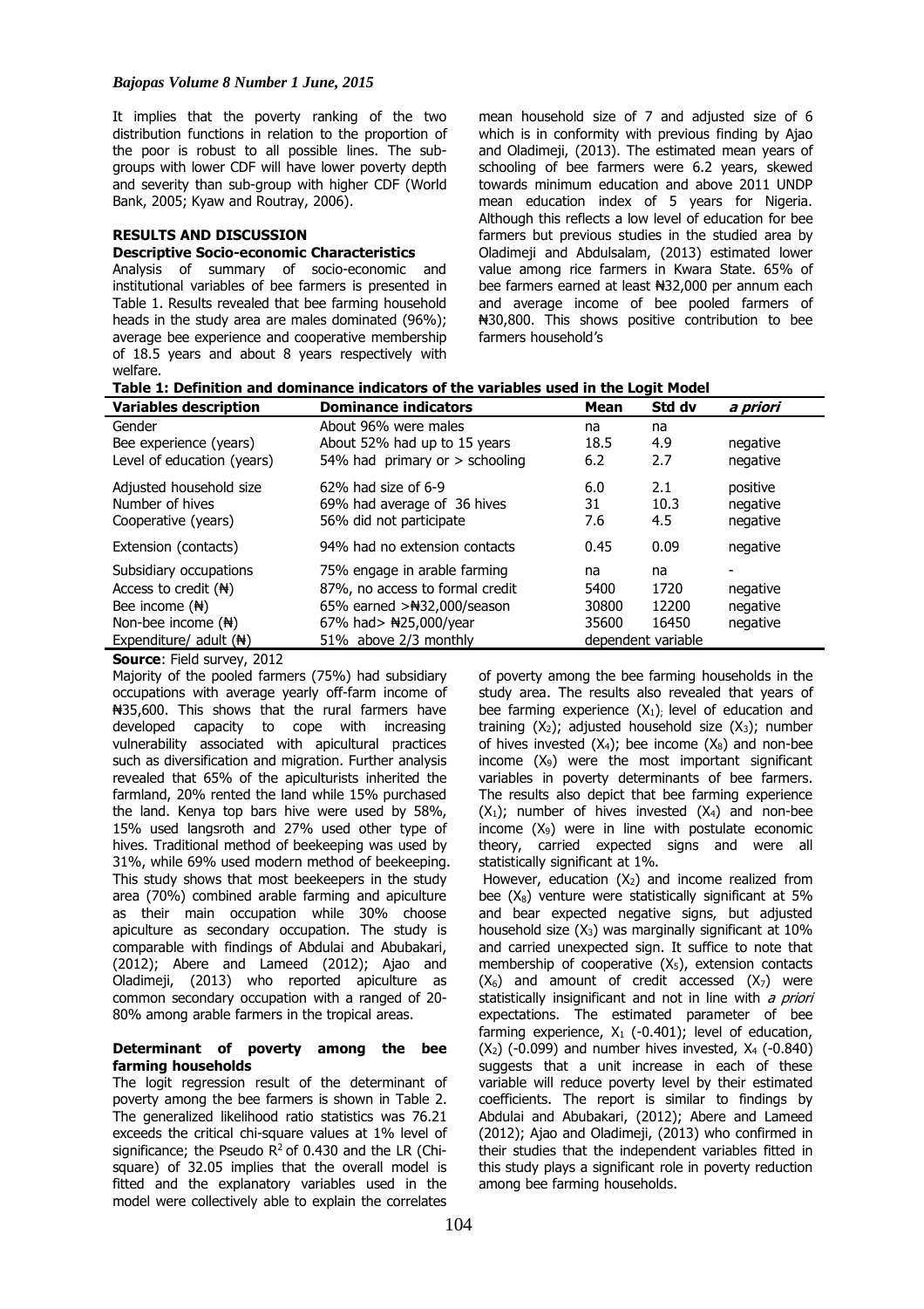It implies that the poverty ranking of the two distribution functions in relation to the proportion of the poor is robust to all possible lines. The sub-groups with lower CDF will have lower poverty depth and severity than sub-group with higher CDF (World Bank, 2005; Kyaw and Routray, 2006).

## RESULTS AND DISCUSSION

### Descriptive Socio-economic Characteristics

Analysis of summary of socio-economic and institutional variables of bee farmers is presented in Table 1. Results revealed that bee farming household heads in the study area are males dominated (96%); average bee experience and cooperative membership of 18.5 years and about 8 years respectively with mean household size of 7 and adjusted size of 6 which is in conformity with previous finding by Ajao and Oladimeji, (2013). The estimated mean years of schooling of bee farmers were 6.2 years, skewed towards minimum education and above 2011 UNDP mean education index of 5 years for Nigeria. Although this reflects a low level of education for bee farmers but previous studies in the studied area by Oladimeji and Abdulsalam, (2013) estimated lower value among rice farmers in Kwara State. 65% of bee farmers earned at least ₦32,000 per annum each and average income of bee pooled farmers of ₦30,800. This shows positive contribution to bee farmers household's welfare.

**Table 1: Definition and dominance indicators of the variables used in the Logit Model**

| Variables description | Dominance indicators | Mean | Std dv | *a priori* |
|---|---|---|---|---|
| Gender | About 96% were males | na | na | |
| Bee experience (years) | About 52% had up to 15 years | 18.5 | 4.9 | negative |
| Level of education (years) | 54% had primary or > schooling | 6.2 | 2.7 | negative |
| Adjusted household size | 62% had size of 6-9 | 6.0 | 2.1 | positive |
| Number of hives | 69% had average of 36 hives | 31 | 10.3 | negative |
| Cooperative (years) | 56% did not participate | 7.6 | 4.5 | negative |
| Extension (contacts) | 94% had no extension contacts | 0.45 | 0.09 | negative |
| Subsidiary occupations | 75% engage in arable farming | na | na | - |
| Access to credit (₦) | 87%, no access to formal credit | 5400 | 1720 | negative |
| Bee income (₦) | 65% earned >₦32,000/season | 30800 | 12200 | negative |
| Non-bee income (₦) | 67% had> ₦25,000/year | 35600 | 16450 | negative |
| Expenditure/ adult (₦) | 51% above 2/3 monthly | dependent variable | | |

**Source**: Field survey, 2012

Majority of the pooled farmers (75%) had subsidiary occupations with average yearly off-farm income of ₦35,600. This shows that the rural farmers have developed capacity to cope with increasing vulnerability associated with apicultural practices such as diversification and migration. Further analysis revealed that 65% of the apiculturists inherited the farmland, 20% rented the land while 15% purchased the land. Kenya top bars hive were used by 58%, 15% used langsroth and 27% used other type of hives. Traditional method of beekeeping was used by 31%, while 69% used modern method of beekeeping. This study shows that most beekeepers in the study area (70%) combined arable farming and apiculture as their main occupation while 30% choose apiculture as secondary occupation. The study is comparable with findings of Abdulai and Abubakari, (2012); Abere and Lameed (2012); Ajao and Oladimeji, (2013) who reported apiculture as common secondary occupation with a ranged of 20-80% among arable farmers in the tropical areas.

### Determinant of poverty among the bee farming households

The logit regression result of the determinant of poverty among the bee farmers is shown in Table 2. The generalized likelihood ratio statistics was 76.21 exceeds the critical chi-square values at 1% level of significance; the Pseudo $R^2$ of 0.430 and the LR (Chi-square) of 32.05 implies that the overall model is fitted and the explanatory variables used in the model were collectively able to explain the correlates of poverty among the bee farming households in the study area. The results also revealed that years of bee farming experience ($X_1$); level of education and training ($X_2$); adjusted household size ($X_3$); number of hives invested ($X_4$); bee income ($X_8$) and non-bee income ($X_9$) were the most important significant variables in poverty determinants of bee farmers. The results also depict that bee farming experience ($X_1$); number of hives invested ($X_4$) and non-bee income ($X_9$) were in line with postulate economic theory, carried expected signs and were all statistically significant at 1%.

However, education ($X_2$) and income realized from bee ($X_8$) venture were statistically significant at 5% and bear expected negative signs, but adjusted household size ($X_3$) was marginally significant at 10% and carried unexpected sign. It suffice to note that membership of cooperative ($X_5$), extension contacts ($X_6$) and amount of credit accessed ($X_7$) were statistically insignificant and not in line with *a priori* expectations. The estimated parameter of bee farming experience, $X_1$ (-0.401); level of education, ($X_2$) (-0.099) and number hives invested, $X_4$ (-0.840) suggests that a unit increase in each of these variable will reduce poverty level by their estimated coefficients. The report is similar to findings by Abdulai and Abubakari, (2012); Abere and Lameed (2012); Ajao and Oladimeji, (2013) who confirmed in their studies that the independent variables fitted in this study plays a significant role in poverty reduction among bee farming households.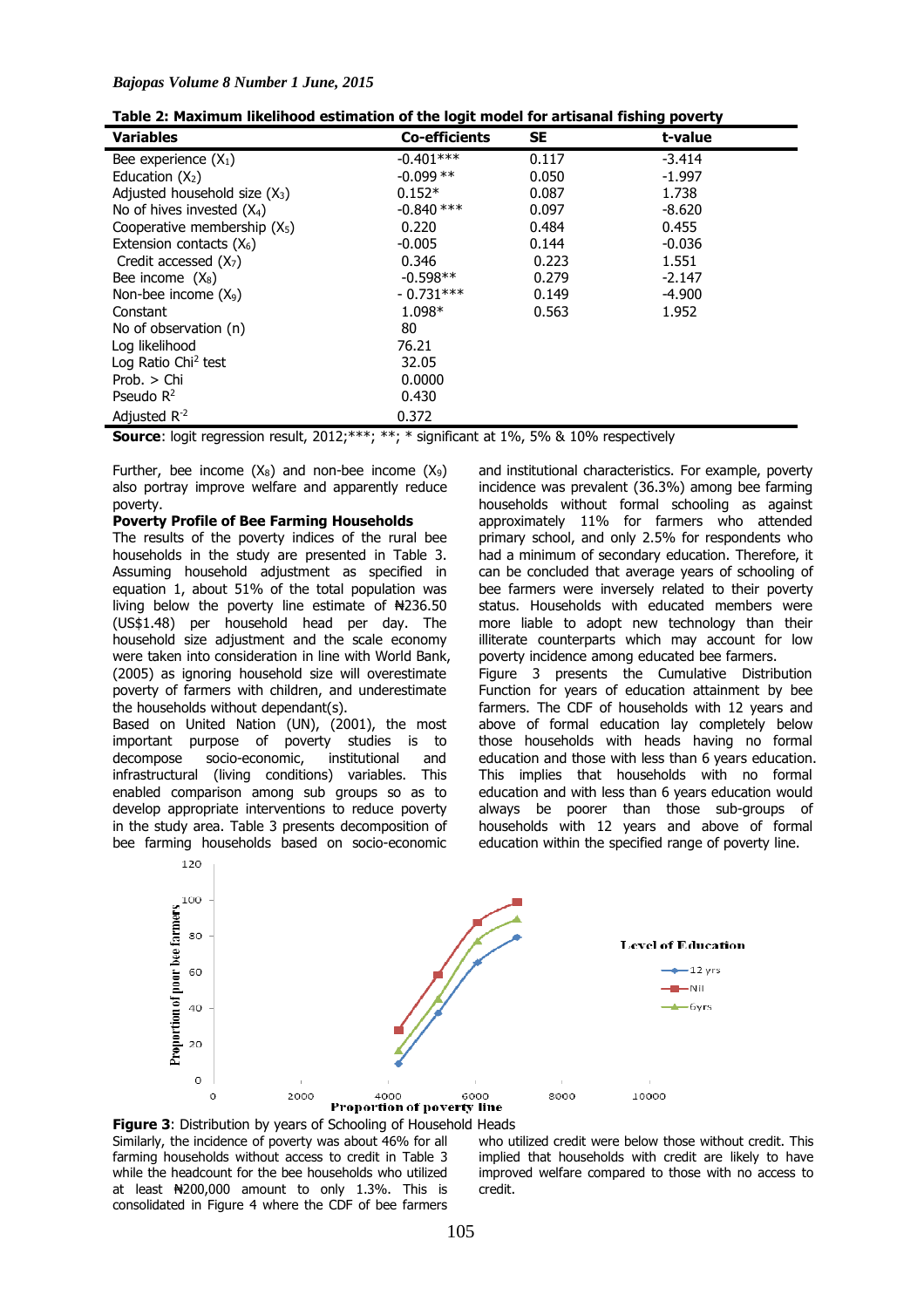**Table 2: Maximum likelihood estimation of the logit model for artisanal fishing poverty**

| Variables | Co-efficients | SE | t-value |
|---|---|---|---|
| Bee experience ($X_1$) | -0.401*** | 0.117 | -3.414 |
| Education ($X_2$) | -0.099 ** | 0.050 | -1.997 |
| Adjusted household size ($X_3$) | 0.152* | 0.087 | 1.738 |
| No of hives invested ($X_4$) | -0.840 *** | 0.097 | -8.620 |
| Cooperative membership ($X_5$) | 0.220 | 0.484 | 0.455 |
| Extension contacts ($X_6$) | -0.005 | 0.144 | -0.036 |
| Credit accessed ($X_7$) | 0.346 | 0.223 | 1.551 |
| Bee income ($X_8$) | -0.598** | 0.279 | -2.147 |
| Non-bee income ($X_9$) | - 0.731*** | 0.149 | -4.900 |
| Constant | 1.098* | 0.563 | 1.952 |
| No of observation (n) | 80 | | |
| Log likelihood | 76.21 | | |
| Log Ratio Chi$^2$ test | 32.05 | | |
| Prob. > Chi | 0.0000 | | |
| Pseudo $R^2$ | 0.430 | | |
| Adjusted $R^{-2}$ | 0.372 | | |

**Source**: logit regression result, 2012;***; **; * significant at 1%, 5% & 10% respectively

Further, bee income ($X_8$) and non-bee income ($X_9$) also portray improve welfare and apparently reduce poverty.

**Poverty Profile of Bee Farming Households**

The results of the poverty indices of the rural bee households in the study are presented in Table 3. Assuming household adjustment as specified in equation 1, about 51% of the total population was living below the poverty line estimate of ₦236.50 (US$1.48) per household head per day. The household size adjustment and the scale economy were taken into consideration in line with World Bank, (2005) as ignoring household size will overestimate poverty of farmers with children, and underestimate the households without dependant(s).

Based on United Nation (UN), (2001), the most important purpose of poverty studies is to decompose socio-economic, institutional and infrastructural (living conditions) variables. This enabled comparison among sub groups so as to develop appropriate interventions to reduce poverty in the study area. Table 3 presents decomposition of bee farming households based on socio-economic and institutional characteristics. For example, poverty incidence was prevalent (36.3%) among bee farming households without formal schooling as against approximately 11% for farmers who attended primary school, and only 2.5% for respondents who had a minimum of secondary education. Therefore, it can be concluded that average years of schooling of bee farmers were inversely related to their poverty status. Households with educated members were more liable to adopt new technology than their illiterate counterparts which may account for low poverty incidence among educated bee farmers.

Figure 3 presents the Cumulative Distribution Function for years of education attainment by bee farmers. The CDF of households with 12 years and above of formal education lay completely below those households with heads having no formal education and those with less than 6 years education. This implies that households with no formal education and with less than 6 years education would always be poorer than those sub-groups of households with 12 years and above of formal education within the specified range of poverty line.

**Figure 3**: Distribution by years of Schooling of Household Heads

Similarly, the incidence of poverty was about 46% for all farming households without access to credit in Table 3 while the headcount for the bee households who utilized at least ₦200,000 amount to only 1.3%. This is consolidated in Figure 4 where the CDF of bee farmers who utilized credit were below those without credit. This implied that households with credit are likely to have improved welfare compared to those with no access to credit.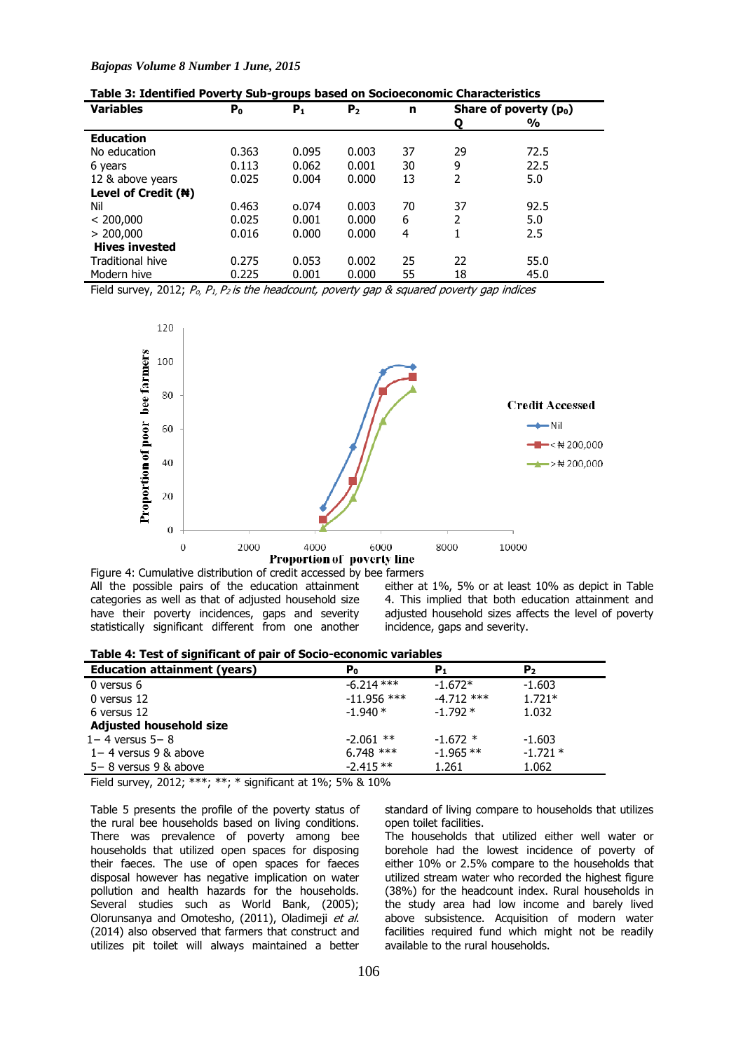**Table 3: Identified Poverty Sub-groups based on Socioeconomic Characteristics**

| Variables | $P_0$ | $P_1$ | $P_2$ | n | Share of poverty ($p_0$) | |
|---|---|---|---|---|---|---|
| | | | | | Q | % |
| **Education** | | | | | | |
| No education | 0.363 | 0.095 | 0.003 | 37 | 29 | 72.5 |
| 6 years | 0.113 | 0.062 | 0.001 | 30 | 9 | 22.5 |
| 12 & above years | 0.025 | 0.004 | 0.000 | 13 | 2 | 5.0 |
| **Level of Credit (₦)** | | | | | | |
| Nil | 0.463 | o.074 | 0.003 | 70 | 37 | 92.5 |
| < 200,000 | 0.025 | 0.001 | 0.000 | 6 | 2 | 5.0 |
| > 200,000 | 0.016 | 0.000 | 0.000 | 4 | 1 | 2.5 |
| **Hives invested** | | | | | | |
| Traditional hive | 0.275 | 0.053 | 0.002 | 25 | 22 | 55.0 |
| Modern hive | 0.225 | 0.001 | 0.000 | 55 | 18 | 45.0 |

Field survey, 2012; *$P_0$, $P_1$, $P_2$ is the headcount, poverty gap & squared poverty gap indices*

Figure 4: Cumulative distribution of credit accessed by bee farmers

All the possible pairs of the education attainment categories as well as that of adjusted household size have their poverty incidences, gaps and severity statistically significant different from one another either at 1%, 5% or at least 10% as depict in Table 4. This implied that both education attainment and adjusted household sizes affects the level of poverty incidence, gaps and severity.

**Table 4: Test of significant of pair of Socio-economic variables**

| Education attainment (years) | $P_0$ | $P_1$ | $P_2$ |
|---|---|---|---|
| 0 versus 6 | -6.214 *** | -1.672* | -1.603 |
| 0 versus 12 | -11.956 *** | -4.712 *** | 1.721* |
| 6 versus 12 | -1.940 * | -1.792 * | 1.032 |
| **Adjusted household size** | | | |
| 1– 4 versus 5– 8 | -2.061 ** | -1.672 * | -1.603 |
| 1– 4 versus 9 & above | 6.748 *** | -1.965 ** | -1.721 * |
| 5– 8 versus 9 & above | -2.415 ** | 1.261 | 1.062 |

Field survey, 2012; ***; **; * significant at 1%; 5% & 10%

Table 5 presents the profile of the poverty status of the rural bee households based on living conditions. There was prevalence of poverty among bee households that utilized open spaces for disposing their faeces. The use of open spaces for faeces disposal however has negative implication on water pollution and health hazards for the households. Several studies such as World Bank, (2005); Olorunsanya and Omotesho, (2011), Oladimeji *et al.* (2014) also observed that farmers that construct and utilizes pit toilet will always maintained a better standard of living compare to households that utilizes open toilet facilities.

The households that utilized either well water or borehole had the lowest incidence of poverty of either 10% or 2.5% compare to the households that utilized stream water who recorded the highest figure (38%) for the headcount index. Rural households in the study area had low income and barely lived above subsistence. Acquisition of modern water facilities required fund which might not be readily available to the rural households.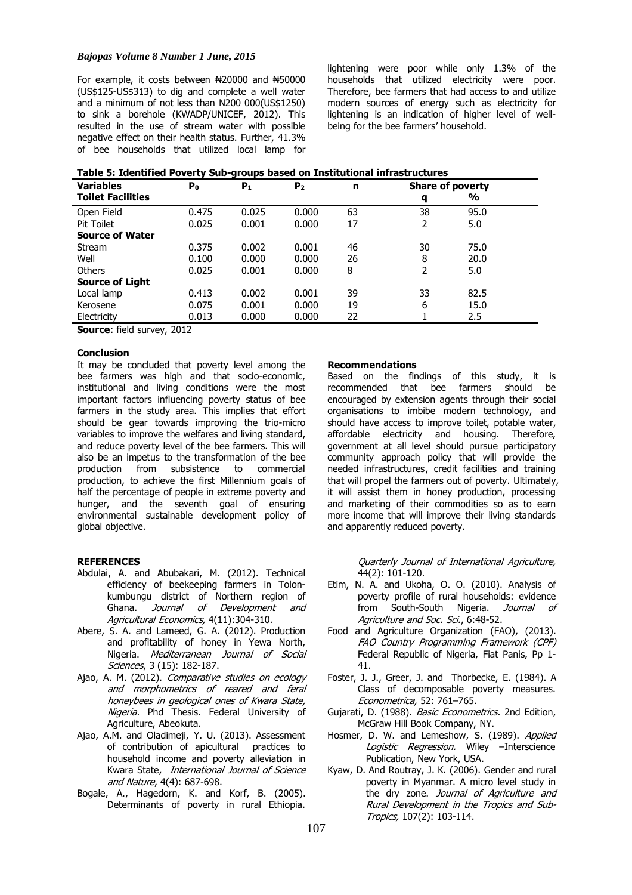For example, it costs between ₦20000 and ₦50000 (US$125-US$313) to dig and complete a well water and a minimum of not less than N200 000(US$1250) to sink a borehole (KWADP/UNICEF, 2012). This resulted in the use of stream water with possible negative effect on their health status. Further, 41.3% of bee households that utilized local lamp for lightening were poor while only 1.3% of the households that utilized electricity were poor. Therefore, bee farmers that had access to and utilize modern sources of energy such as electricity for lightening is an indication of higher level of well-being for the bee farmers' household.

**Table 5: Identified Poverty Sub-groups based on Institutional infrastructures**

| Variables | $P_0$ | $P_1$ | $P_2$ | n | Share of poverty | |
|---|---|---|---|---|---|---|
| **Toilet Facilities** | | | | | q | % |
| Open Field | 0.475 | 0.025 | 0.000 | 63 | 38 | 95.0 |
| Pit Toilet | 0.025 | 0.001 | 0.000 | 17 | 2 | 5.0 |
| **Source of Water** | | | | | | |
| Stream | 0.375 | 0.002 | 0.001 | 46 | 30 | 75.0 |
| Well | 0.100 | 0.000 | 0.000 | 26 | 8 | 20.0 |
| Others | 0.025 | 0.001 | 0.000 | 8 | 2 | 5.0 |
| **Source of Light** | | | | | | |
| Local lamp | 0.413 | 0.002 | 0.001 | 39 | 33 | 82.5 |
| Kerosene | 0.075 | 0.001 | 0.000 | 19 | 6 | 15.0 |
| Electricity | 0.013 | 0.000 | 0.000 | 22 | 1 | 2.5 |

**Source**: field survey, 2012

## Conclusion

It may be concluded that poverty level among the bee farmers was high and that socio-economic, institutional and living conditions were the most important factors influencing poverty status of bee farmers in the study area. This implies that effort should be gear towards improving the trio-micro variables to improve the welfares and living standard, and reduce poverty level of the bee farmers. This will also be an impetus to the transformation of the bee production from subsistence to commercial production, to achieve the first Millennium goals of half the percentage of people in extreme poverty and hunger, and the seventh goal of ensuring environmental sustainable development policy of global objective.

## Recommendations

Based on the findings of this study, it is recommended that bee farmers should be encouraged by extension agents through their social organisations to imbibe modern technology, and should have access to improve toilet, potable water, affordable electricity and housing. Therefore, government at all level should pursue participatory community approach policy that will provide the needed infrastructures, credit facilities and training that will propel the farmers out of poverty. Ultimately, it will assist them in honey production, processing and marketing of their commodities so as to earn more income that will improve their living standards and apparently reduced poverty.

## REFERENCES

Abdulai, A. and Abubakari, M. (2012). Technical efficiency of beekeeping farmers in Tolon-kumbungu district of Northern region of Ghana. *Journal of Development and Agricultural Economics,* 4(11):304-310.

Abere, S. A. and Lameed, G. A. (2012). Production and profitability of honey in Yewa North, Nigeria. *Mediterranean Journal of Social Sciences*, 3 (15): 182-187.

Ajao, A. M. (2012). *Comparative studies on ecology and morphometrics of reared and feral honeybees in geological ones of Kwara State, Nigeria*. Phd Thesis. Federal University of Agriculture, Abeokuta.

Ajao, A.M. and Oladimeji, Y. U. (2013). Assessment of contribution of apicultural practices to household income and poverty alleviation in Kwara State, *International Journal of Science and Nature*, 4(4): 687-698.

Bogale, A., Hagedorn, K. and Korf, B. (2005). Determinants of poverty in rural Ethiopia. *Quarterly Journal of International Agriculture,* 44(2): 101-120.

Etim, N. A. and Ukoha, O. O. (2010). Analysis of poverty profile of rural households: evidence from South-South Nigeria. *Journal of Agriculture and Soc. Sci.*, 6:48-52.

Food and Agriculture Organization (FAO), (2013). *FAO Country Programming Framework (CPF)* Federal Republic of Nigeria, Fiat Panis, Pp 1-41.

Foster, J. J., Greer, J. and Thorbecke, E. (1984). A Class of decomposable poverty measures. *Econometrica,* 52: 761–765.

Gujarati, D. (1988). *Basic Econometrics.* 2nd Edition, McGraw Hill Book Company, NY.

Hosmer, D. W. and Lemeshow, S. (1989). *Applied Logistic Regression.* Wiley –Interscience Publication, New York, USA.

Kyaw, D. And Routray, J. K. (2006). Gender and rural poverty in Myanmar. A micro level study in the dry zone. *Journal of Agriculture and Rural Development in the Tropics and Sub-Tropics,* 107(2): 103-114.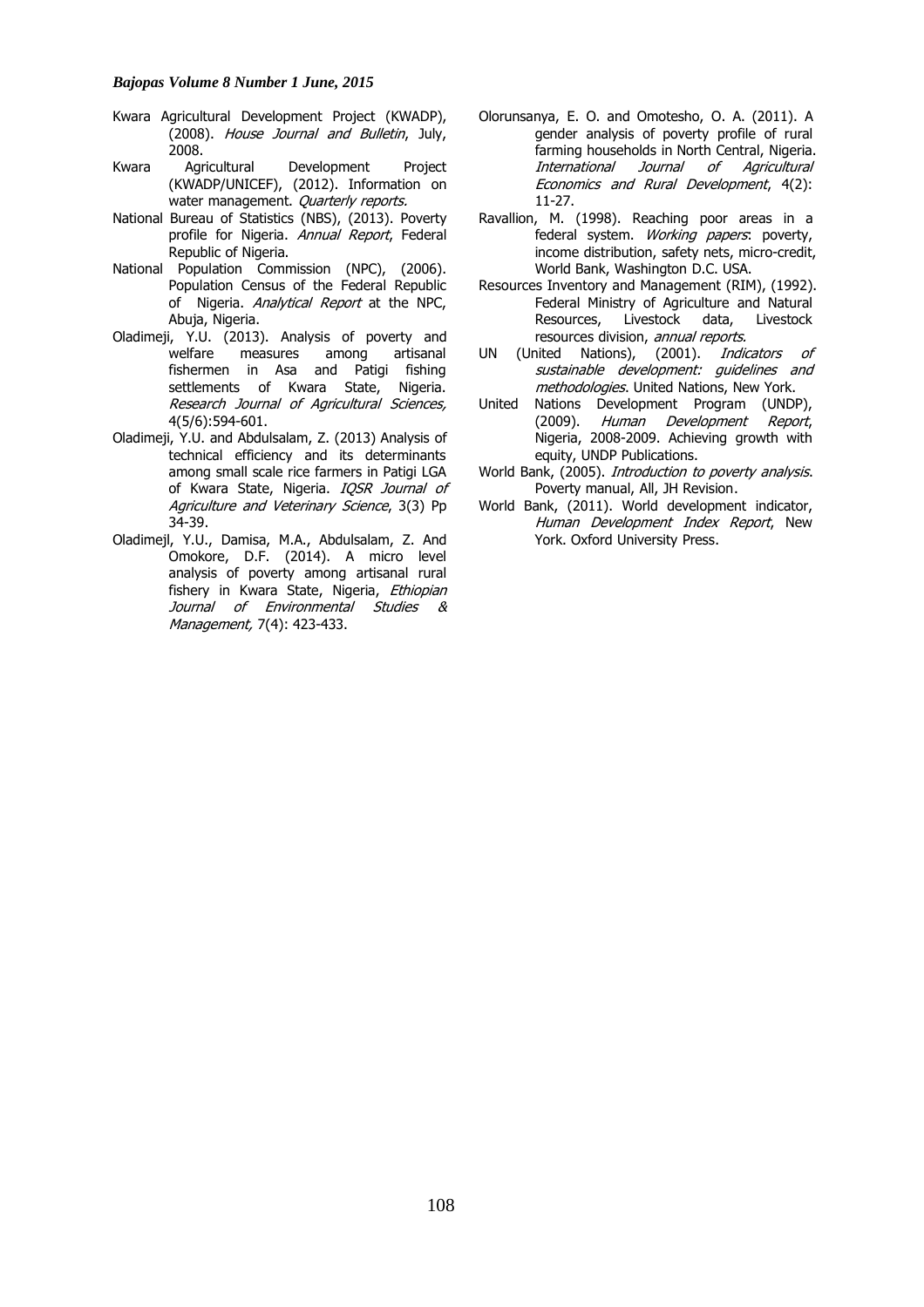Kwara Agricultural Development Project (KWADP), (2008). *House Journal and Bulletin*, July, 2008.

Kwara Agricultural Development Project (KWADP/UNICEF), (2012). Information on water management. *Quarterly reports.*

National Bureau of Statistics (NBS), (2013). Poverty profile for Nigeria. *Annual Report*, Federal Republic of Nigeria.

National Population Commission (NPC), (2006). Population Census of the Federal Republic of Nigeria. *Analytical Report* at the NPC, Abuja, Nigeria.

Oladimeji, Y.U. (2013). Analysis of poverty and welfare measures among artisanal fishermen in Asa and Patigi fishing settlements of Kwara State, Nigeria. *Research Journal of Agricultural Sciences,* 4(5/6):594-601.

Oladimeji, Y.U. and Abdulsalam, Z. (2013) Analysis of technical efficiency and its determinants among small scale rice farmers in Patigi LGA of Kwara State, Nigeria. *IQSR Journal of Agriculture and Veterinary Science*, 3(3) Pp 34-39.

Oladimejl, Y.U., Damisa, M.A., Abdulsalam, Z. And Omokore, D.F. (2014). A micro level analysis of poverty among artisanal rural fishery in Kwara State, Nigeria, *Ethiopian Journal of Environmental Studies & Management,* 7(4): 423-433.

Olorunsanya, E. O. and Omotesho, O. A. (2011). A gender analysis of poverty profile of rural farming households in North Central, Nigeria. *International Journal of Agricultural Economics and Rural Development*, 4(2): 11-27.

Ravallion, M. (1998). Reaching poor areas in a federal system. *Working papers*: poverty, income distribution, safety nets, micro-credit, World Bank, Washington D.C. USA.

Resources Inventory and Management (RIM), (1992). Federal Ministry of Agriculture and Natural Resources, Livestock data, Livestock resources division, *annual reports.*

UN (United Nations), (2001). *Indicators of sustainable development: guidelines and methodologies*. United Nations, New York.

United Nations Development Program (UNDP), (2009). *Human Development Report*, Nigeria, 2008-2009. Achieving growth with equity, UNDP Publications.

World Bank, (2005). *Introduction to poverty analysis*. Poverty manual, All, JH Revision.

World Bank, (2011). World development indicator, *Human Development Index Report*, New York. Oxford University Press.